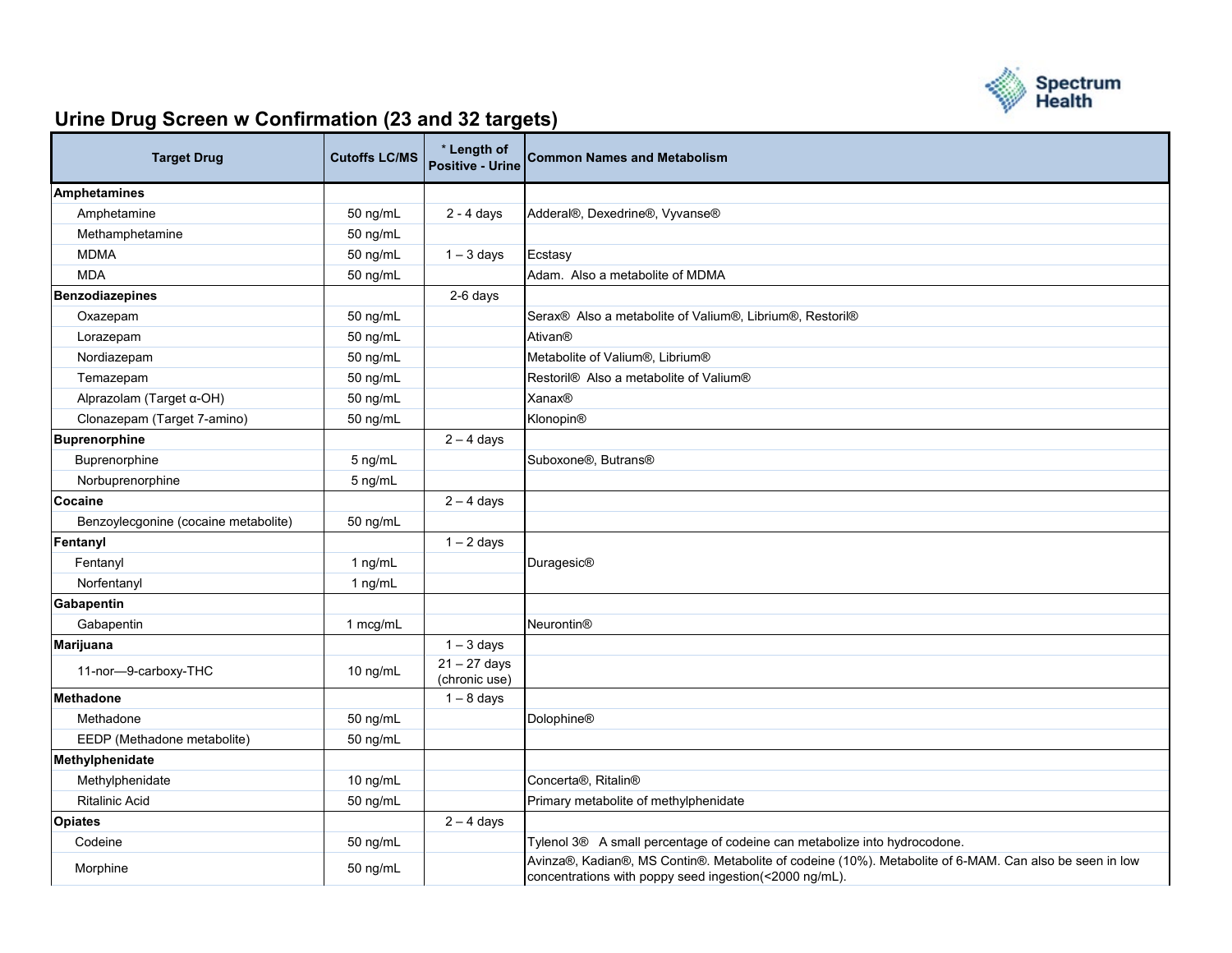# Urine Drug Screen w Confirmation (23 and 32 targets)

| Target Drug | Cutoffs LC/MS | * Length of Positive - Urine | Common Names and Metabolism |
|---|---|---|---|
| **Amphetamines** | | | |
| Amphetamine | 50 ng/mL | 2 - 4 days | Adderal®, Dexedrine®, Vyvanse® |
| Methamphetamine | 50 ng/mL | | |
| MDMA | 50 ng/mL | 1 – 3 days | Ecstasy |
| MDA | 50 ng/mL | | Adam. Also a metabolite of MDMA |
| **Benzodiazepines** | | 2-6 days | |
| Oxazepam | 50 ng/mL | | Serax® Also a metabolite of Valium®, Librium®, Restoril® |
| Lorazepam | 50 ng/mL | | Ativan® |
| Nordiazepam | 50 ng/mL | | Metabolite of Valium®, Librium® |
| Temazepam | 50 ng/mL | | Restoril® Also a metabolite of Valium® |
| Alprazolam (Target α-OH) | 50 ng/mL | | Xanax® |
| Clonazepam (Target 7-amino) | 50 ng/mL | | Klonopin® |
| **Buprenorphine** | | 2 – 4 days | |
| Buprenorphine | 5 ng/mL | | Suboxone®, Butrans® |
| Norbuprenorphine | 5 ng/mL | | |
| **Cocaine** | | 2 – 4 days | |
| Benzoylecgonine (cocaine metabolite) | 50 ng/mL | | |
| **Fentanyl** | | 1 – 2 days | |
| Fentanyl | 1 ng/mL | | Duragesic® |
| Norfentanyl | 1 ng/mL | | |
| **Gabapentin** | | | |
| Gabapentin | 1 mcg/mL | | Neurontin® |
| **Marijuana** | | 1 – 3 days | |
| 11-nor—9-carboxy-THC | 10 ng/mL | 21 – 27 days (chronic use) | |
| **Methadone** | | 1 – 8 days | |
| Methadone | 50 ng/mL | | Dolophine® |
| EEDP (Methadone metabolite) | 50 ng/mL | | |
| **Methylphenidate** | | | |
| Methylphenidate | 10 ng/mL | | Concerta®, Ritalin® |
| Ritalinic Acid | 50 ng/mL | | Primary metabolite of methylphenidate |
| **Opiates** | | 2 – 4 days | |
| Codeine | 50 ng/mL | | Tylenol 3® A small percentage of codeine can metabolize into hydrocodone. |
| Morphine | 50 ng/mL | | Avinza®, Kadian®, MS Contin®. Metabolite of codeine (10%). Metabolite of 6-MAM. Can also be seen in low concentrations with poppy seed ingestion(<2000 ng/mL). |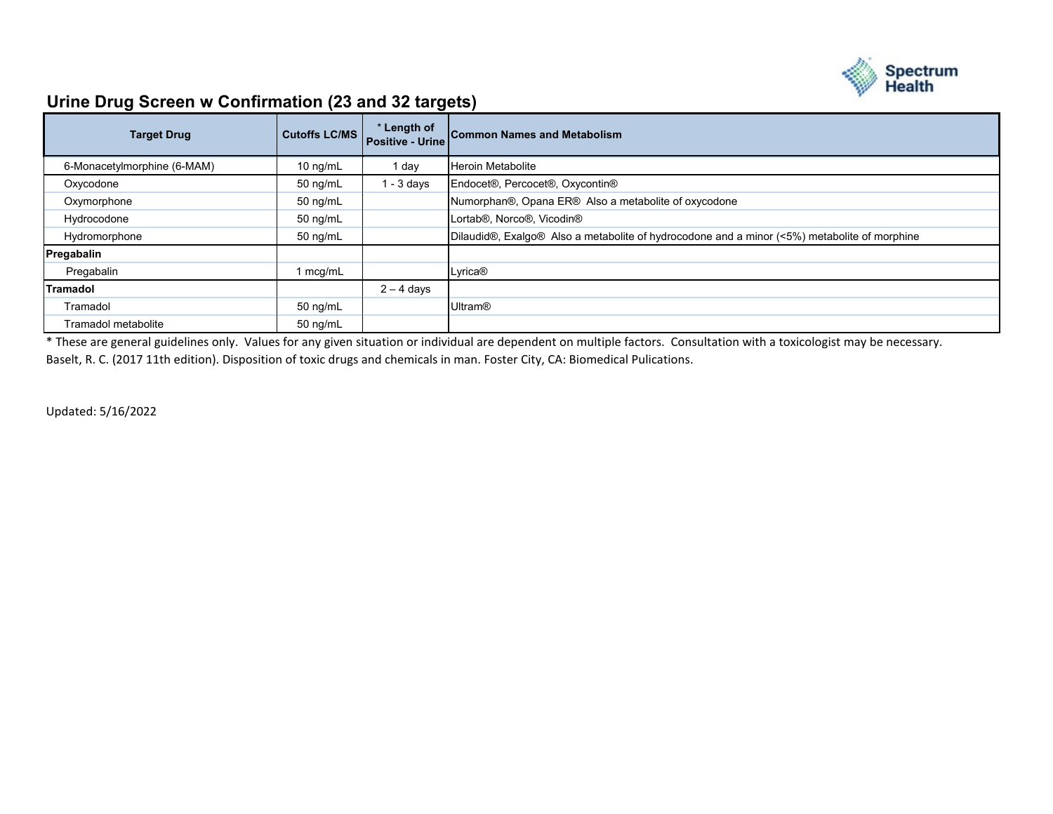## Urine Drug Screen w Confirmation (23 and 32 targets)

| Target Drug | Cutoffs LC/MS | * Length of Positive - Urine | Common Names and Metabolism |
|---|---|---|---|
| 6-Monacetylmorphine (6-MAM) | 10 ng/mL | 1 day | Heroin Metabolite |
| Oxycodone | 50 ng/mL | 1 - 3 days | Endocet®, Percocet®, Oxycontin® |
| Oxymorphone | 50 ng/mL | | Numorphan®, Opana ER® Also a metabolite of oxycodone |
| Hydrocodone | 50 ng/mL | | Lortab®, Norco®, Vicodin® |
| Hydromorphone | 50 ng/mL | | Dilaudid®, Exalgo® Also a metabolite of hydrocodone and a minor (<5%) metabolite of morphine |
| **Pregabalin** | | | |
| Pregabalin | 1 mcg/mL | | Lyrica® |
| **Tramadol** | | 2 – 4 days | |
| Tramadol | 50 ng/mL | | Ultram® |
| Tramadol metabolite | 50 ng/mL | | |

* These are general guidelines only. Values for any given situation or individual are dependent on multiple factors. Consultation with a toxicologist may be necessary.

Baselt, R. C. (2017 11th edition). Disposition of toxic drugs and chemicals in man. Foster City, CA: Biomedical Pulications.

Updated: 5/16/2022